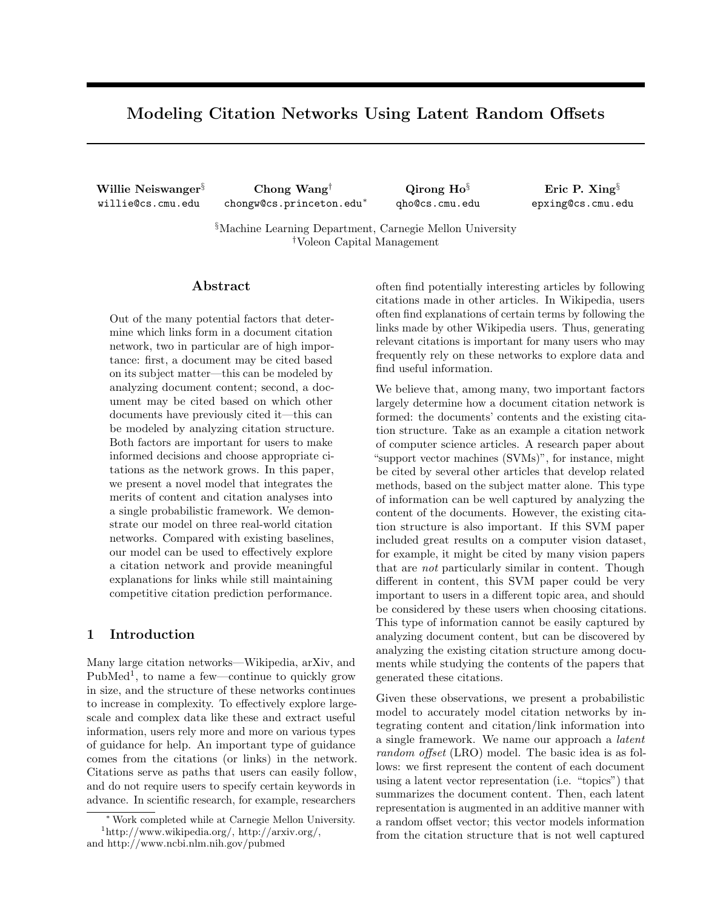# Modeling Citation Networks Using Latent Random Offsets

**Willie Neiswanger**[§] willie@cs.cmu.edu

**Chong Wang**[†] chongw@cs.princeton.edu[*]

**Qirong Ho**[§] qho@cs.cmu.edu

**Eric P. Xing**[§] epxing@cs.cmu.edu

[§]Machine Learning Department, Carnegie Mellon University
[†]Voleon Capital Management

## Abstract

Out of the many potential factors that determine which links form in a document citation network, two in particular are of high importance: first, a document may be cited based on its subject matter—this can be modeled by analyzing document content; second, a document may be cited based on which other documents have previously cited it—this can be modeled by analyzing citation structure. Both factors are important for users to make informed decisions and choose appropriate citations as the network grows. In this paper, we present a novel model that integrates the merits of content and citation analyses into a single probabilistic framework. We demonstrate our model on three real-world citation networks. Compared with existing baselines, our model can be used to effectively explore a citation network and provide meaningful explanations for links while still maintaining competitive citation prediction performance.

## 1 Introduction

Many large citation networks—Wikipedia, arXiv, and PubMed[1], to name a few—continue to quickly grow in size, and the structure of these networks continues to increase in complexity. To effectively explore large-scale and complex data like these and extract useful information, users rely more and more on various types of guidance for help. An important type of guidance comes from the citations (or links) in the network. Citations serve as paths that users can easily follow, and do not require users to specify certain keywords in advance. In scientific research, for example, researchers often find potentially interesting articles by following citations made in other articles. In Wikipedia, users often find explanations of certain terms by following the links made by other Wikipedia users. Thus, generating relevant citations is important for many users who may frequently rely on these networks to explore data and find useful information.

We believe that, among many, two important factors largely determine how a document citation network is formed: the documents' contents and the existing citation structure. Take as an example a citation network of computer science articles. A research paper about "support vector machines (SVMs)", for instance, might be cited by several other articles that develop related methods, based on the subject matter alone. This type of information can be well captured by analyzing the content of the documents. However, the existing citation structure is also important. If this SVM paper included great results on a computer vision dataset, for example, it might be cited by many vision papers that are *not* particularly similar in content. Though different in content, this SVM paper could be very important to users in a different topic area, and should be considered by these users when choosing citations. This type of information cannot be easily captured by analyzing document content, but can be discovered by analyzing the existing citation structure among documents while studying the contents of the papers that generated these citations.

Given these observations, we present a probabilistic model to accurately model citation networks by integrating content and citation/link information into a single framework. We name our approach a *latent random offset* (LRO) model. The basic idea is as follows: we first represent the content of each document using a latent vector representation (i.e. "topics") that summarizes the document content. Then, each latent representation is augmented in an additive manner with a random offset vector; this vector models information from the citation structure that is not well captured

[*] Work completed while at Carnegie Mellon University.
[1] http://www.wikipedia.org/, http://arxiv.org/, and http://www.ncbi.nlm.nih.gov/pubmed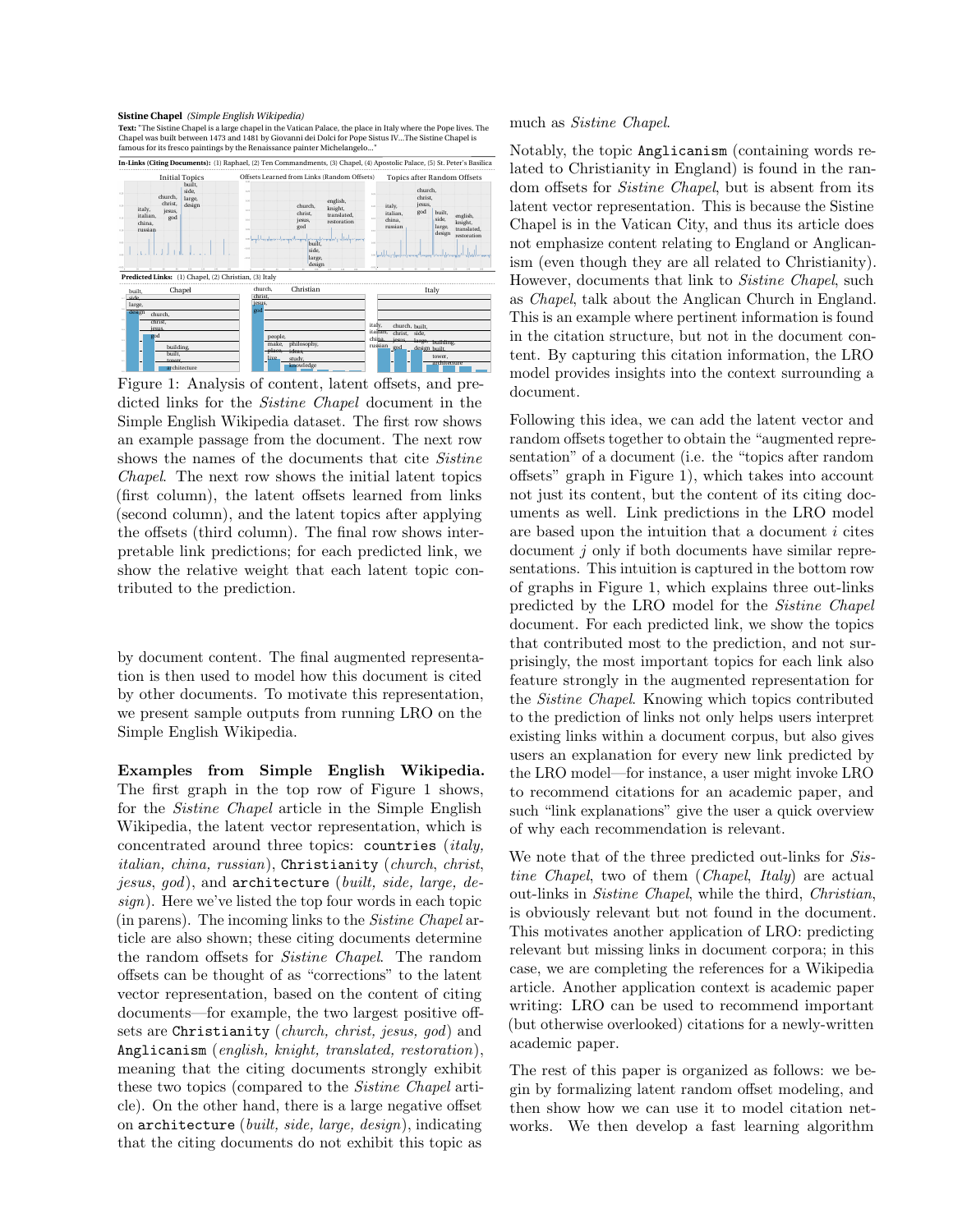**Sistine Chapel** *(Simple English Wikipedia)*

**Text:** "The Sistine Chapel is a large chapel in the Vatican Palace, the place in Italy where the Pope lives. The Chapel was built between 1473 and 1481 by Giovanni dei Dolci for Pope Sistus IV...The Sistine Chapel is famous for its fresco paintings by the Renaissance painter Michelangelo..."

**In-Links (Citing Documents):** (1) Raphael, (2) Ten Commandments, (3) Chapel, (4) Apostolic Palace, (5) St. Peter's Basilica

**Predicted Links:** (1) Chapel, (2) Christian, (3) Italy

Figure 1: Analysis of content, latent offsets, and predicted links for the *Sistine Chapel* document in the Simple English Wikipedia dataset. The first row shows an example passage from the document. The next row shows the names of the documents that cite *Sistine Chapel*. The next row shows the initial latent topics (first column), the latent offsets learned from links (second column), and the latent topics after applying the offsets (third column). The final row shows interpretable link predictions; for each predicted link, we show the relative weight that each latent topic contributed to the prediction.

by document content. The final augmented representation is then used to model how this document is cited by other documents. To motivate this representation, we present sample outputs from running LRO on the Simple English Wikipedia.

**Examples from Simple English Wikipedia.** The first graph in the top row of Figure 1 shows, for the *Sistine Chapel* article in the Simple English Wikipedia, the latent vector representation, which is concentrated around three topics: `countries` (*italy, italian, china, russian*), `Christianity` (*church, christ, jesus, god*), and `architecture` (*built, side, large, design*). Here we've listed the top four words in each topic (in parens). The incoming links to the *Sistine Chapel* article are also shown; these citing documents determine the random offsets for *Sistine Chapel*. The random offsets can be thought of as "corrections" to the latent vector representation, based on the content of citing documents—for example, the two largest positive offsets are `Christianity` (*church, christ, jesus, god*) and `Anglicanism` (*english, knight, translated, restoration*), meaning that the citing documents strongly exhibit these two topics (compared to the *Sistine Chapel* article). On the other hand, there is a large negative offset on `architecture` (*built, side, large, design*), indicating that the citing documents do not exhibit this topic as much as *Sistine Chapel*.

Notably, the topic `Anglicanism` (containing words related to Christianity in England) is found in the random offsets for *Sistine Chapel*, but is absent from its latent vector representation. This is because the Sistine Chapel is in the Vatican City, and thus its article does not emphasize content relating to England or Anglicanism (even though they are all related to Christianity). However, documents that link to *Sistine Chapel*, such as *Chapel*, talk about the Anglican Church in England. This is an example where pertinent information is found in the citation structure, but not in the document content. By capturing this citation information, the LRO model provides insights into the context surrounding a document.

Following this idea, we can add the latent vector and random offsets together to obtain the "augmented representation" of a document (i.e. the "topics after random offsets" graph in Figure 1), which takes into account not just its content, but the content of its citing documents as well. Link predictions in the LRO model are based upon the intuition that a document $i$ cites document $j$ only if both documents have similar representations. This intuition is captured in the bottom row of graphs in Figure 1, which explains three out-links predicted by the LRO model for the *Sistine Chapel* document. For each predicted link, we show the topics that contributed most to the prediction, and not surprisingly, the most important topics for each link also feature strongly in the augmented representation for the *Sistine Chapel*. Knowing which topics contributed to the prediction of links not only helps users interpret existing links within a document corpus, but also gives users an explanation for every new link predicted by the LRO model—for instance, a user might invoke LRO to recommend citations for an academic paper, and such "link explanations" give the user a quick overview of why each recommendation is relevant.

We note that of the three predicted out-links for *Sistine Chapel*, two of them (*Chapel*, *Italy*) are actual out-links in *Sistine Chapel*, while the third, *Christian*, is obviously relevant but not found in the document. This motivates another application of LRO: predicting relevant but missing links in document corpora; in this case, we are completing the references for a Wikipedia article. Another application context is academic paper writing: LRO can be used to recommend important (but otherwise overlooked) citations for a newly-written academic paper.

The rest of this paper is organized as follows: we begin by formalizing latent random offset modeling, and then show how we can use it to model citation networks. We then develop a fast learning algorithm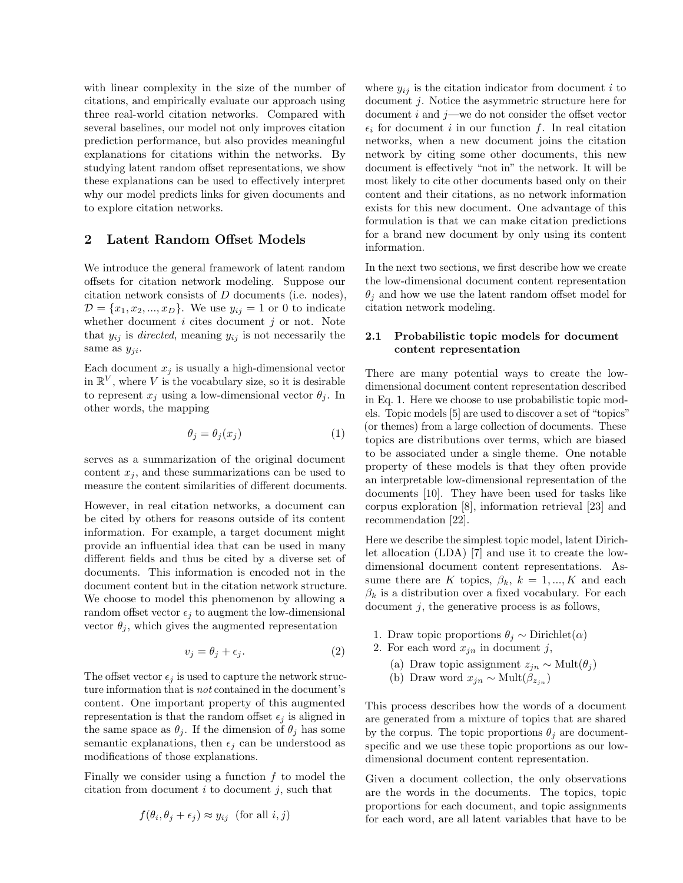with linear complexity in the size of the number of citations, and empirically evaluate our approach using three real-world citation networks. Compared with several baselines, our model not only improves citation prediction performance, but also provides meaningful explanations for citations within the networks. By studying latent random offset representations, we show these explanations can be used to effectively interpret why our model predicts links for given documents and to explore citation networks.

## 2 Latent Random Offset Models

We introduce the general framework of latent random offsets for citation network modeling. Suppose our citation network consists of $D$ documents (i.e. nodes), $\mathcal{D} = \{x_1, x_2, ..., x_D\}$. We use $y_{ij} = 1$ or 0 to indicate whether document $i$ cites document $j$ or not. Note that $y_{ij}$ is *directed*, meaning $y_{ij}$ is not necessarily the same as $y_{ji}$.

Each document $x_j$ is usually a high-dimensional vector in $\mathbb{R}^V$, where $V$ is the vocabulary size, so it is desirable to represent $x_j$ using a low-dimensional vector $\theta_j$. In other words, the mapping

$$\theta_j = \theta_j(x_j) \tag{1}$$

serves as a summarization of the original document content $x_j$, and these summarizations can be used to measure the content similarities of different documents.

However, in real citation networks, a document can be cited by others for reasons outside of its content information. For example, a target document might provide an influential idea that can be used in many different fields and thus be cited by a diverse set of documents. This information is encoded not in the document content but in the citation network structure. We choose to model this phenomenon by allowing a random offset vector $\epsilon_j$ to augment the low-dimensional vector $\theta_j$, which gives the augmented representation

$$v_j = \theta_j + \epsilon_j. \tag{2}$$

The offset vector $\epsilon_j$ is used to capture the network structure information that is *not* contained in the document's content. One important property of this augmented representation is that the random offset $\epsilon_j$ is aligned in the same space as $\theta_j$. If the dimension of $\theta_j$ has some semantic explanations, then $\epsilon_j$ can be understood as modifications of those explanations.

Finally we consider using a function $f$ to model the citation from document $i$ to document $j$, such that

$$f(\theta_i, \theta_j + \epsilon_j) \approx y_{ij} \quad \text{(for all } i, j)$$

where $y_{ij}$ is the citation indicator from document $i$ to document $j$. Notice the asymmetric structure here for document $i$ and $j$—we do not consider the offset vector $\epsilon_i$ for document $i$ in our function $f$. In real citation networks, when a new document joins the citation network by citing some other documents, this new document is effectively "not in" the network. It will be most likely to cite other documents based only on their content and their citations, as no network information exists for this new document. One advantage of this formulation is that we can make citation predictions for a brand new document by only using its content information.

In the next two sections, we first describe how we create the low-dimensional document content representation $\theta_j$ and how we use the latent random offset model for citation network modeling.

### 2.1 Probabilistic topic models for document content representation

There are many potential ways to create the low-dimensional document content representation described in Eq. 1. Here we choose to use probabilistic topic models. Topic models [5] are used to discover a set of "topics" (or themes) from a large collection of documents. These topics are distributions over terms, which are biased to be associated under a single theme. One notable property of these models is that they often provide an interpretable low-dimensional representation of the documents [10]. They have been used for tasks like corpus exploration [8], information retrieval [23] and recommendation [22].

Here we describe the simplest topic model, latent Dirichlet allocation (LDA) [7] and use it to create the low-dimensional document content representations. Assume there are $K$ topics, $\beta_k$, $k = 1, ..., K$ and each $\beta_k$ is a distribution over a fixed vocabulary. For each document $j$, the generative process is as follows,

1. Draw topic proportions $\theta_j \sim \text{Dirichlet}(\alpha)$
2. For each word $x_{jn}$ in document $j$,
   (a) Draw topic assignment $z_{jn} \sim \text{Mult}(\theta_j)$
   (b) Draw word $x_{jn} \sim \text{Mult}(\beta_{z_{jn}})$

This process describes how the words of a document are generated from a mixture of topics that are shared by the corpus. The topic proportions $\theta_j$ are document-specific and we use these topic proportions as our low-dimensional document content representation.

Given a document collection, the only observations are the words in the documents. The topics, topic proportions for each document, and topic assignments for each word, are all latent variables that have to be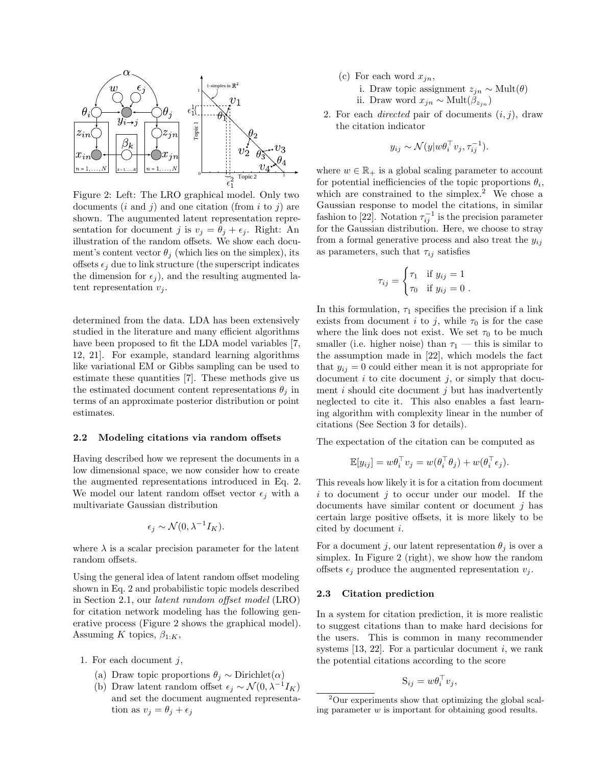Figure 2: Left: The LRO graphical model. Only two documents ($i$ and $j$) and one citation (from $i$ to $j$) are shown. The augmented latent representation representation for document $j$ is $v_j = \theta_j + \epsilon_j$. Right: An illustration of the random offsets. We show each document's content vector $\theta_j$ (which lies on the simplex), its offsets $\epsilon_j$ due to link structure (the superscript indicates the dimension for $\epsilon_j$), and the resulting augmented latent representation $v_j$.

determined from the data. LDA has been extensively studied in the literature and many efficient algorithms have been proposed to fit the LDA model variables [7, 12, 21]. For example, standard learning algorithms like variational EM or Gibbs sampling can be used to estimate these quantities [7]. These methods give us the estimated document content representations $\theta_j$ in terms of an approximate posterior distribution or point estimates.

### 2.2 Modeling citations via random offsets

Having described how we represent the documents in a low dimensional space, we now consider how to create the augmented representations introduced in Eq. 2. We model our latent random offset vector $\epsilon_j$ with a multivariate Gaussian distribution

$$\epsilon_j \sim \mathcal{N}(0, \lambda^{-1} I_K).$$

where $\lambda$ is a scalar precision parameter for the latent random offsets.

Using the general idea of latent random offset modeling shown in Eq. 2 and probabilistic topic models described in Section 2.1, our *latent random offset model* (LRO) for citation network modeling has the following generative process (Figure 2 shows the graphical model). Assuming $K$ topics, $\beta_{1:K}$,

1. For each document $j$,
   (a) Draw topic proportions $\theta_j \sim \text{Dirichlet}(\alpha)$
   (b) Draw latent random offset $\epsilon_j \sim \mathcal{N}(0, \lambda^{-1} I_K)$ and set the document augmented representation as $v_j = \theta_j + \epsilon_j$
   (c) For each word $x_{jn}$,
      i. Draw topic assignment $z_{jn} \sim \text{Mult}(\theta)$
      ii. Draw word $x_{jn} \sim \text{Mult}(\beta_{z_{jn}})$
2. For each *directed* pair of documents $(i, j)$, draw the citation indicator

$$y_{ij} \sim \mathcal{N}(y|w\theta_i^\top v_j, \tau_{ij}^{-1}).$$

where $w \in \mathbb{R}_+$ is a global scaling parameter to account for potential inefficiencies of the topic proportions $\theta_i$, which are constrained to the simplex.[2] We chose a Gaussian response to model the citations, in similar fashion to [22]. Notation $\tau_{ij}^{-1}$ is the precision parameter for the Gaussian distribution. Here, we choose to stray from a formal generative process and also treat the $y_{ij}$ as parameters, such that $\tau_{ij}$ satisfies

$$\tau_{ij} = \begin{cases} \tau_1 & \text{if } y_{ij} = 1 \\ \tau_0 & \text{if } y_{ij} = 0 \ . \end{cases}$$

In this formulation, $\tau_1$ specifies the precision if a link exists from document $i$ to $j$, while $\tau_0$ is for the case where the link does not exist. We set $\tau_0$ to be much smaller (i.e. higher noise) than $\tau_1$ — this is similar to the assumption made in [22], which models the fact that $y_{ij} = 0$ could either mean it is not appropriate for document $i$ to cite document $j$, or simply that document $i$ should cite document $j$ but has inadvertently neglected to cite it. This also enables a fast learning algorithm with complexity linear in the number of citations (See Section 3 for details).

The expectation of the citation can be computed as

$$\mathbb{E}[y_{ij}] = w\theta_i^\top v_j = w(\theta_i^\top \theta_j) + w(\theta_i^\top \epsilon_j).$$

This reveals how likely it is for a citation from document $i$ to document $j$ to occur under our model. If the documents have similar content or document $j$ has certain large positive offsets, it is more likely to be cited by document $i$.

For a document $j$, our latent representation $\theta_j$ is over a simplex. In Figure 2 (right), we show how the random offsets $\epsilon_j$ produce the augmented representation $v_j$.

### 2.3 Citation prediction

In a system for citation prediction, it is more realistic to suggest citations than to make hard decisions for the users. This is common in many recommender systems [13, 22]. For a particular document $i$, we rank the potential citations according to the score

$$\text{S}_{ij} = w\theta_i^\top v_j,$$

[2] Our experiments show that optimizing the global scaling parameter $w$ is important for obtaining good results.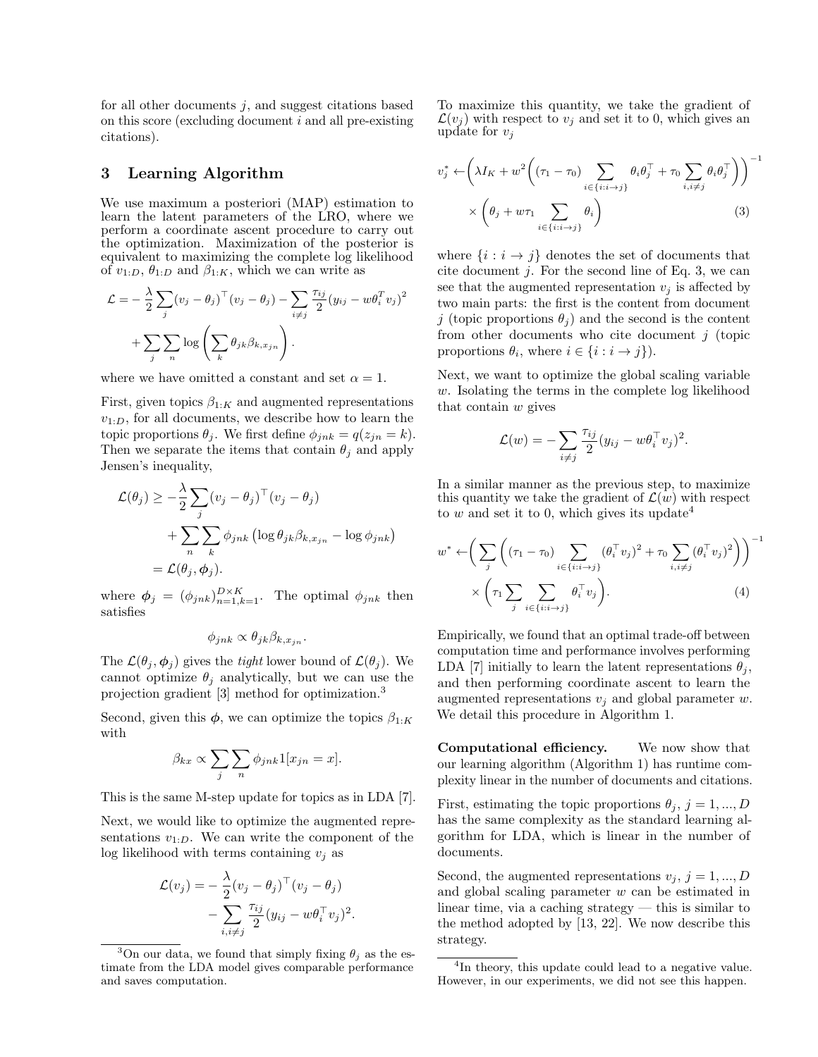for all other documents $j$, and suggest citations based on this score (excluding document $i$ and all pre-existing citations).

## 3 Learning Algorithm

We use maximum a posteriori (MAP) estimation to learn the latent parameters of the LRO, where we perform a coordinate ascent procedure to carry out the optimization. Maximization of the posterior is equivalent to maximizing the complete log likelihood of $v_{1:D}$, $\theta_{1:D}$ and $\beta_{1:K}$, which we can write as

$$\mathcal{L} = -\frac{\lambda}{2}\sum_j (v_j - \theta_j)^\top (v_j - \theta_j) - \sum_{i \neq j} \frac{\tau_{ij}}{2}(y_{ij} - w\theta_i^T v_j)^2 + \sum_j \sum_n \log\left(\sum_k \theta_{jk}\beta_{k,x_{jn}}\right).$$

where we have omitted a constant and set $\alpha = 1$.

First, given topics $\beta_{1:K}$ and augmented representations $v_{1:D}$, for all documents, we describe how to learn the topic proportions $\theta_j$. We first define $\phi_{jnk} = q(z_{jn} = k)$. Then we separate the items that contain $\theta_j$ and apply Jensen's inequality,

$$\begin{aligned}\mathcal{L}(\theta_j) &\geq -\frac{\lambda}{2}\sum_j (v_j - \theta_j)^\top (v_j - \theta_j) \\ &\quad + \sum_n \sum_k \phi_{jnk}\left(\log \theta_{jk}\beta_{k,x_{jn}} - \log \phi_{jnk}\right) \\ &= \mathcal{L}(\theta_j, \boldsymbol{\phi}_j).\end{aligned}$$

where $\boldsymbol{\phi}_j = (\phi_{jnk})_{n=1,k=1}^{D \times K}$. The optimal $\phi_{jnk}$ then satisfies

$$\phi_{jnk} \propto \theta_{jk}\beta_{k,x_{jn}}.$$

The $\mathcal{L}(\theta_j, \boldsymbol{\phi}_j)$ gives the *tight* lower bound of $\mathcal{L}(\theta_j)$. We cannot optimize $\theta_j$ analytically, but we can use the projection gradient [3] method for optimization.[3]

Second, given this $\boldsymbol{\phi}$, we can optimize the topics $\beta_{1:K}$ with

$$\beta_{kx} \propto \sum_j \sum_n \phi_{jnk} 1[x_{jn} = x].$$

This is the same M-step update for topics as in LDA [7].

Next, we would like to optimize the augmented representations $v_{1:D}$. We can write the component of the log likelihood with terms containing $v_j$ as

$$\begin{aligned}\mathcal{L}(v_j) = &-\frac{\lambda}{2}(v_j - \theta_j)^\top (v_j - \theta_j) \\ &- \sum_{i, i \neq j} \frac{\tau_{ij}}{2}(y_{ij} - w\theta_i^\top v_j)^2.\end{aligned}$$

To maximize this quantity, we take the gradient of $\mathcal{L}(v_j)$ with respect to $v_j$ and set it to 0, which gives an update for $v_j$

$$\begin{aligned} v_j^* \leftarrow &\left(\lambda I_K + w^2\left((\tau_1 - \tau_0)\sum_{i \in \{i: i \to j\}} \theta_i \theta_j^\top + \tau_0 \sum_{i, i \neq j} \theta_i \theta_j^\top\right)\right)^{-1} \\ &\times \left(\theta_j + w\tau_1 \sum_{i \in \{i: i \to j\}} \theta_i\right) \end{aligned} \quad (3)$$

where $\{i : i \to j\}$ denotes the set of documents that cite document $j$. For the second line of Eq. 3, we can see that the augmented representation $v_j$ is affected by two main parts: the first is the content from document $j$ (topic proportions $\theta_j$) and the second is the content from other documents who cite document $j$ (topic proportions $\theta_i$, where $i \in \{i : i \to j\}$).

Next, we want to optimize the global scaling variable $w$. Isolating the terms in the complete log likelihood that contain $w$ gives

$$\mathcal{L}(w) = -\sum_{i \neq j} \frac{\tau_{ij}}{2}(y_{ij} - w\theta_i^\top v_j)^2.$$

In a similar manner as the previous step, to maximize this quantity we take the gradient of $\mathcal{L}(w)$ with respect to $w$ and set it to 0, which gives its update[4]

$$\begin{aligned} w^* \leftarrow &\left(\sum_j \left((\tau_1 - \tau_0)\sum_{i \in \{i: i \to j\}} (\theta_i^\top v_j)^2 + \tau_0 \sum_{i, i \neq j} (\theta_i^\top v_j)^2\right)\right)^{-1} \\ &\times \left(\tau_1 \sum_j \sum_{i \in \{i: i \to j\}} \theta_i^\top v_j\right). \end{aligned} \quad (4)$$

Empirically, we found that an optimal trade-off between computation time and performance involves performing LDA [7] initially to learn the latent representations $\theta_j$, and then performing coordinate ascent to learn the augmented representations $v_j$ and global parameter $w$. We detail this procedure in Algorithm 1.

**Computational efficiency.** We now show that our learning algorithm (Algorithm 1) has runtime complexity linear in the number of documents and citations.

First, estimating the topic proportions $\theta_j$, $j = 1, ..., D$ has the same complexity as the standard learning algorithm for LDA, which is linear in the number of documents.

Second, the augmented representations $v_j$, $j = 1, ..., D$ and global scaling parameter $w$ can be estimated in linear time, via a caching strategy — this is similar to the method adopted by [13, 22]. We now describe this strategy.

[3] On our data, we found that simply fixing $\theta_j$ as the estimate from the LDA model gives comparable performance and saves computation.

[4] In theory, this update could lead to a negative value. However, in our experiments, we did not see this happen.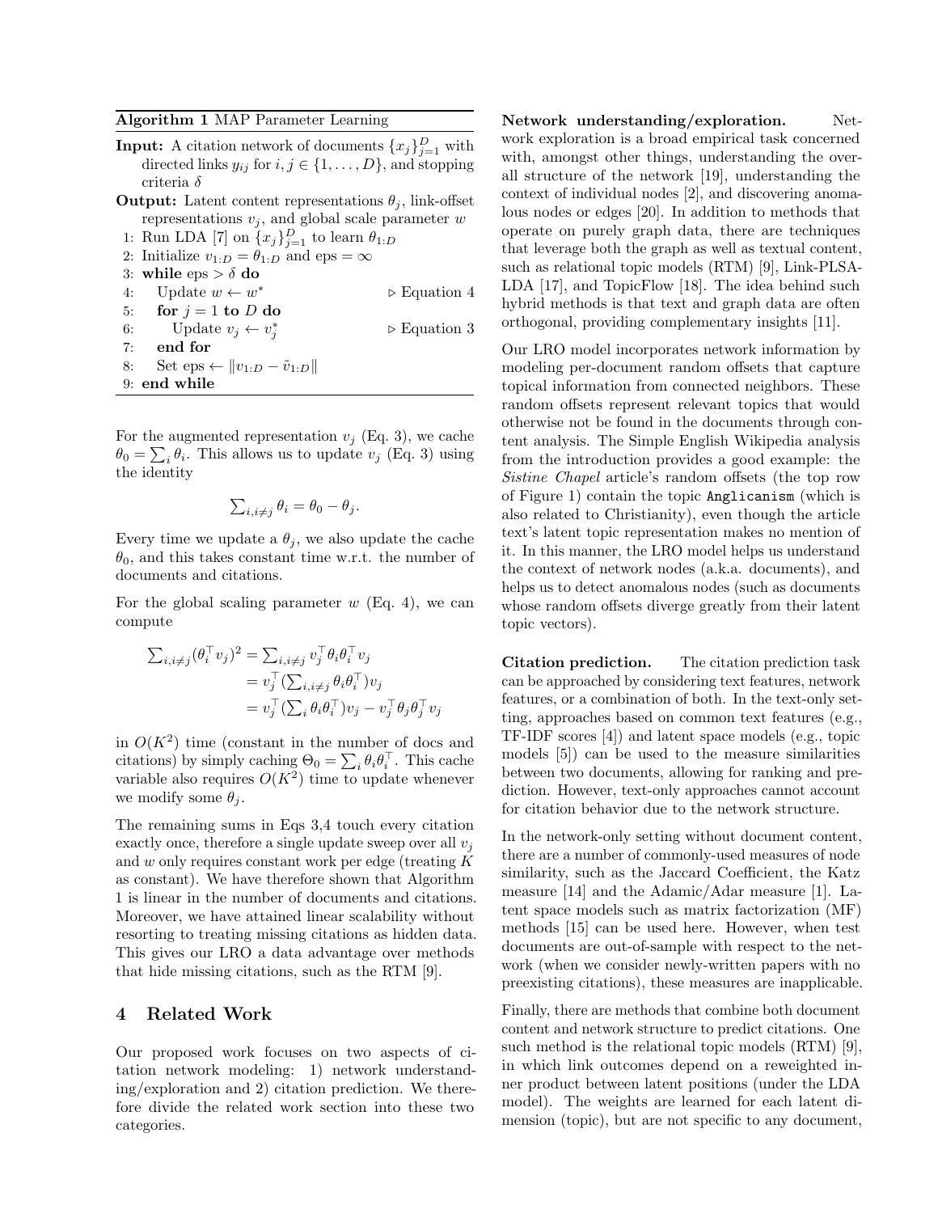**Algorithm 1** MAP Parameter Learning

**Input:** A citation network of documents $\{x_j\}_{j=1}^D$ with directed links $y_{ij}$ for $i, j \in \{1, \dots, D\}$, and stopping criteria $\delta$

**Output:** Latent content representations $\theta_j$, link-offset representations $v_j$, and global scale parameter $w$

```
1: Run LDA [7] on {x_j}_{j=1}^D to learn θ_{1:D}
2: Initialize v_{1:D} = θ_{1:D} and eps = ∞
3: while eps > δ do
4:     Update w ← w*                    ▷ Equation 4
5:     for j = 1 to D do
6:         Update v_j ← v_j*            ▷ Equation 3
7:     end for
8:     Set eps ← ‖v_{1:D} − ṽ_{1:D}‖
9: end while
```

For the augmented representation $v_j$ (Eq. 3), we cache $\theta_0 = \sum_i \theta_i$. This allows us to update $v_j$ (Eq. 3) using the identity

$$\textstyle\sum_{i, i \neq j} \theta_i = \theta_0 - \theta_j.$$

Every time we update a $\theta_j$, we also update the cache $\theta_0$, and this takes constant time w.r.t. the number of documents and citations.

For the global scaling parameter $w$ (Eq. 4), we can compute

$$\begin{aligned}
\textstyle\sum_{i, i \neq j} (\theta_i^\top v_j)^2 &= \textstyle\sum_{i, i \neq j} v_j^\top \theta_i \theta_i^\top v_j \\
&= v_j^\top (\textstyle\sum_{i, i \neq j} \theta_i \theta_i^\top) v_j \\
&= v_j^\top (\textstyle\sum_i \theta_i \theta_i^\top) v_j - v_j^\top \theta_j \theta_j^\top v_j
\end{aligned}$$

in $O(K^2)$ time (constant in the number of docs and citations) by simply caching $\Theta_0 = \sum_i \theta_i \theta_i^\top$. This cache variable also requires $O(K^2)$ time to update whenever we modify some $\theta_j$.

The remaining sums in Eqs 3,4 touch every citation exactly once, therefore a single update sweep over all $v_j$ and $w$ only requires constant work per edge (treating $K$ as constant). We have therefore shown that Algorithm 1 is linear in the number of documents and citations. Moreover, we have attained linear scalability without resorting to treating missing citations as hidden data. This gives our LRO a data advantage over methods that hide missing citations, such as the RTM [9].

## 4 Related Work

Our proposed work focuses on two aspects of citation network modeling: 1) network understanding/exploration and 2) citation prediction. We therefore divide the related work section into these two categories.

**Network understanding/exploration.** Network exploration is a broad empirical task concerned with, amongst other things, understanding the overall structure of the network [19], understanding the context of individual nodes [2], and discovering anomalous nodes or edges [20]. In addition to methods that operate on purely graph data, there are techniques that leverage both the graph as well as textual content, such as relational topic models (RTM) [9], Link-PLSA-LDA [17], and TopicFlow [18]. The idea behind such hybrid methods is that text and graph data are often orthogonal, providing complementary insights [11].

Our LRO model incorporates network information by modeling per-document random offsets that capture topical information from connected neighbors. These random offsets represent relevant topics that would otherwise not be found in the documents through content analysis. The Simple English Wikipedia analysis from the introduction provides a good example: the *Sistine Chapel* article's random offsets (the top row of Figure 1) contain the topic `Anglicanism` (which is also related to Christianity), even though the article text's latent topic representation makes no mention of it. In this manner, the LRO model helps us understand the context of network nodes (a.k.a. documents), and helps us to detect anomalous nodes (such as documents whose random offsets diverge greatly from their latent topic vectors).

**Citation prediction.** The citation prediction task can be approached by considering text features, network features, or a combination of both. In the text-only setting, approaches based on common text features (e.g., TF-IDF scores [4]) and latent space models (e.g., topic models [5]) can be used to the measure similarities between two documents, allowing for ranking and prediction. However, text-only approaches cannot account for citation behavior due to the network structure.

In the network-only setting without document content, there are a number of commonly-used measures of node similarity, such as the Jaccard Coefficient, the Katz measure [14] and the Adamic/Adar measure [1]. Latent space models such as matrix factorization (MF) methods [15] can be used here. However, when test documents are out-of-sample with respect to the network (when we consider newly-written papers with no preexisting citations), these measures are inapplicable.

Finally, there are methods that combine both document content and network structure to predict citations. One such method is the relational topic models (RTM) [9], in which link outcomes depend on a reweighted inner product between latent positions (under the LDA model). The weights are learned for each latent dimension (topic), but are not specific to any document,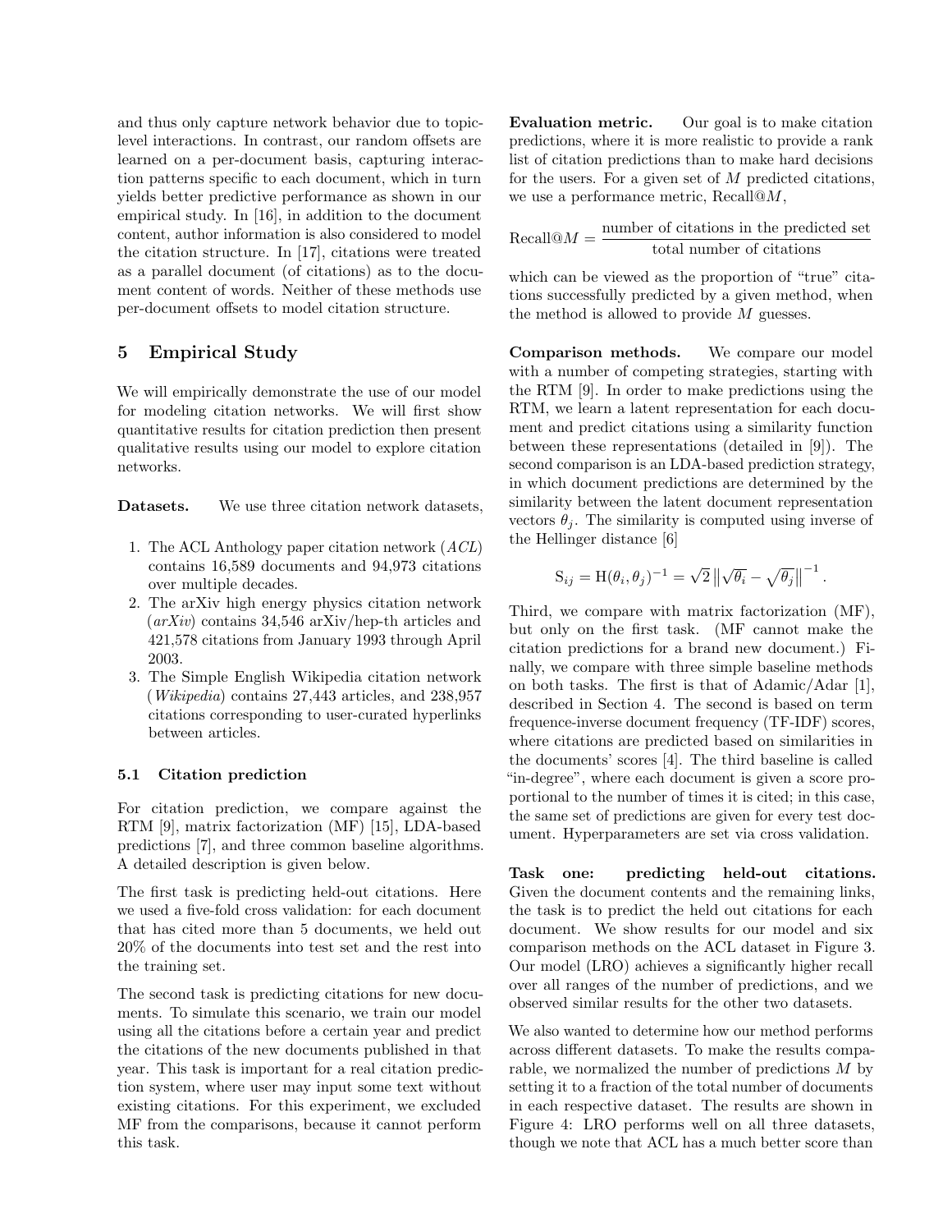and thus only capture network behavior due to topic-level interactions. In contrast, our random offsets are learned on a per-document basis, capturing interaction patterns specific to each document, which in turn yields better predictive performance as shown in our empirical study. In [16], in addition to the document content, author information is also considered to model the citation structure. In [17], citations were treated as a parallel document (of citations) as to the document content of words. Neither of these methods use per-document offsets to model citation structure.

## 5 Empirical Study

We will empirically demonstrate the use of our model for modeling citation networks. We will first show quantitative results for citation prediction then present qualitative results using our model to explore citation networks.

**Datasets.** We use three citation network datasets,

1. The ACL Anthology paper citation network (*ACL*) contains 16,589 documents and 94,973 citations over multiple decades.
2. The arXiv high energy physics citation network (*arXiv*) contains 34,546 arXiv/hep-th articles and 421,578 citations from January 1993 through April 2003.
3. The Simple English Wikipedia citation network (*Wikipedia*) contains 27,443 articles, and 238,957 citations corresponding to user-curated hyperlinks between articles.

### 5.1 Citation prediction

For citation prediction, we compare against the RTM [9], matrix factorization (MF) [15], LDA-based predictions [7], and three common baseline algorithms. A detailed description is given below.

The first task is predicting held-out citations. Here we used a five-fold cross validation: for each document that has cited more than 5 documents, we held out 20% of the documents into test set and the rest into the training set.

The second task is predicting citations for new documents. To simulate this scenario, we train our model using all the citations before a certain year and predict the citations of the new documents published in that year. This task is important for a real citation prediction system, where user may input some text without existing citations. For this experiment, we excluded MF from the comparisons, because it cannot perform this task.

**Evaluation metric.** Our goal is to make citation predictions, where it is more realistic to provide a rank list of citation predictions than to make hard decisions for the users. For a given set of $M$ predicted citations, we use a performance metric, Recall@$M$,

$$\text{Recall@}M = \frac{\text{number of citations in the predicted set}}{\text{total number of citations}}$$

which can be viewed as the proportion of "true" citations successfully predicted by a given method, when the method is allowed to provide $M$ guesses.

**Comparison methods.** We compare our model with a number of competing strategies, starting with the RTM [9]. In order to make predictions using the RTM, we learn a latent representation for each document and predict citations using a similarity function between these representations (detailed in [9]). The second comparison is an LDA-based prediction strategy, in which document predictions are determined by the similarity between the latent document representation vectors $\theta_j$. The similarity is computed using inverse of the Hellinger distance [6]

$$\text{S}_{ij} = \text{H}(\theta_i, \theta_j)^{-1} = \sqrt{2} \left\| \sqrt{\theta_i} - \sqrt{\theta_j} \right\|^{-1}.$$

Third, we compare with matrix factorization (MF), but only on the first task. (MF cannot make the citation predictions for a brand new document.) Finally, we compare with three simple baseline methods on both tasks. The first is that of Adamic/Adar [1], described in Section 4. The second is based on term frequence-inverse document frequency (TF-IDF) scores, where citations are predicted based on similarities in the documents' scores [4]. The third baseline is called "in-degree", where each document is given a score proportional to the number of times it is cited; in this case, the same set of predictions are given for every test document. Hyperparameters are set via cross validation.

**Task one: predicting held-out citations.** Given the document contents and the remaining links, the task is to predict the held out citations for each document. We show results for our model and six comparison methods on the ACL dataset in Figure 3. Our model (LRO) achieves a significantly higher recall over all ranges of the number of predictions, and we observed similar results for the other two datasets.

We also wanted to determine how our method performs across different datasets. To make the results comparable, we normalized the number of predictions $M$ by setting it to a fraction of the total number of documents in each respective dataset. The results are shown in Figure 4: LRO performs well on all three datasets, though we note that ACL has a much better score than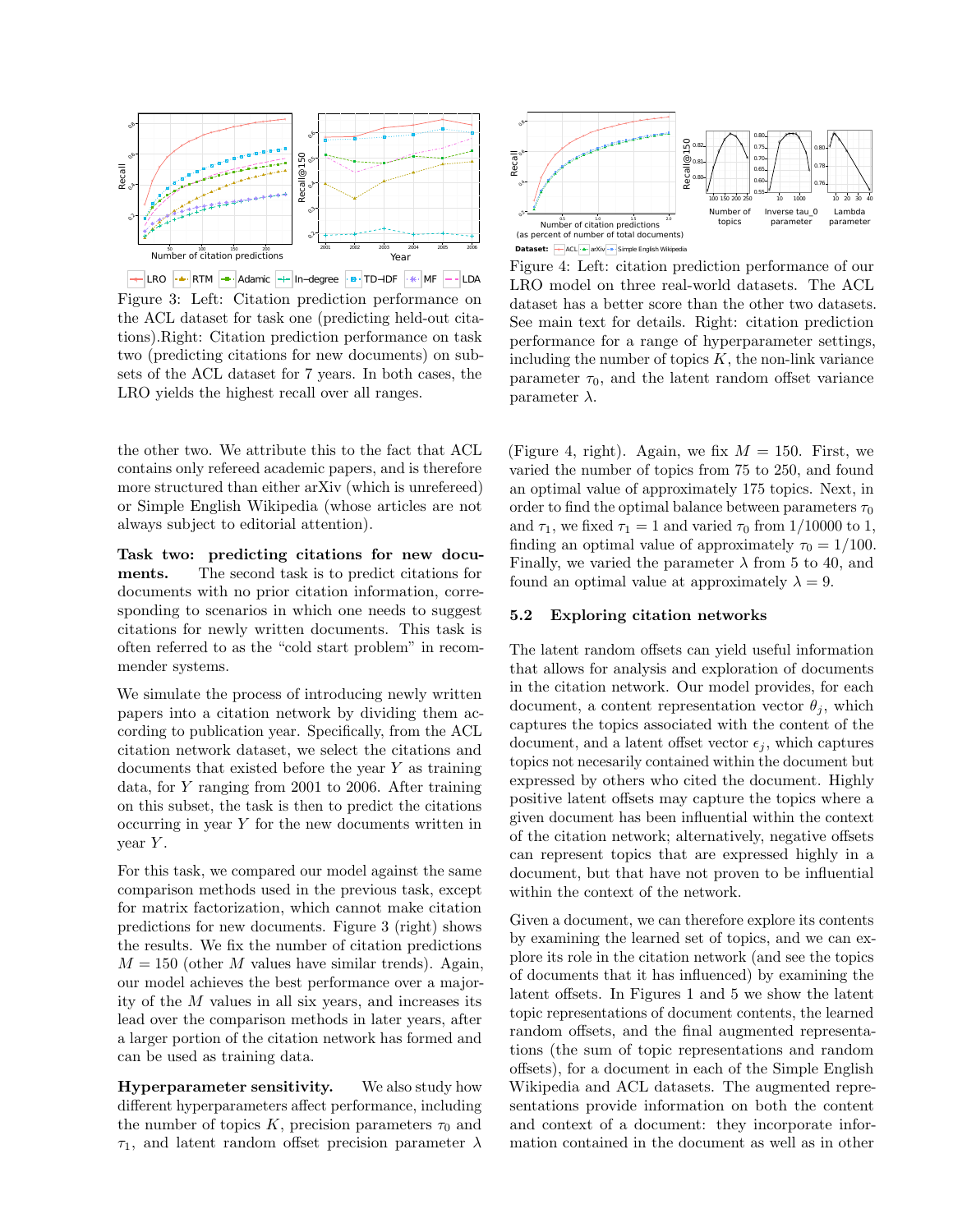Figure 3: Left: Citation prediction performance on the ACL dataset for task one (predicting held-out citations).Right: Citation prediction performance on task two (predicting citations for new documents) on subsets of the ACL dataset for 7 years. In both cases, the LRO yields the highest recall over all ranges.

Figure 4: Left: citation prediction performance of our LRO model on three real-world datasets. The ACL dataset has a better score than the other two datasets. See main text for details. Right: citation prediction performance for a range of hyperparameter settings, including the number of topics $K$, the non-link variance parameter $\tau_0$, and the latent random offset variance parameter $\lambda$.

the other two. We attribute this to the fact that ACL contains only refereed academic papers, and is therefore more structured than either arXiv (which is unrefereed) or Simple English Wikipedia (whose articles are not always subject to editorial attention).

**Task two: predicting citations for new documents.** The second task is to predict citations for documents with no prior citation information, corresponding to scenarios in which one needs to suggest citations for newly written documents. This task is often referred to as the "cold start problem" in recommender systems.

We simulate the process of introducing newly written papers into a citation network by dividing them according to publication year. Specifically, from the ACL citation network dataset, we select the citations and documents that existed before the year $Y$ as training data, for $Y$ ranging from 2001 to 2006. After training on this subset, the task is then to predict the citations occurring in year $Y$ for the new documents written in year $Y$.

For this task, we compared our model against the same comparison methods used in the previous task, except for matrix factorization, which cannot make citation predictions for new documents. Figure 3 (right) shows the results. We fix the number of citation predictions $M = 150$ (other $M$ values have similar trends). Again, our model achieves the best performance over a majority of the $M$ values in all six years, and increases its lead over the comparison methods in later years, after a larger portion of the citation network has formed and can be used as training data.

**Hyperparameter sensitivity.** We also study how different hyperparameters affect performance, including the number of topics $K$, precision parameters $\tau_0$ and $\tau_1$, and latent random offset precision parameter $\lambda$ (Figure 4, right). Again, we fix $M = 150$. First, we varied the number of topics from 75 to 250, and found an optimal value of approximately 175 topics. Next, in order to find the optimal balance between parameters $\tau_0$ and $\tau_1$, we fixed $\tau_1 = 1$ and varied $\tau_0$ from 1/10000 to 1, finding an optimal value of approximately $\tau_0 = 1/100$. Finally, we varied the parameter $\lambda$ from 5 to 40, and found an optimal value at approximately $\lambda = 9$.

## 5.2 Exploring citation networks

The latent random offsets can yield useful information that allows for analysis and exploration of documents in the citation network. Our model provides, for each document, a content representation vector $\theta_j$, which captures the topics associated with the content of the document, and a latent offset vector $\epsilon_j$, which captures topics not necesarily contained within the document but expressed by others who cited the document. Highly positive latent offsets may capture the topics where a given document has been influential within the context of the citation network; alternatively, negative offsets can represent topics that are expressed highly in a document, but that have not proven to be influential within the context of the network.

Given a document, we can therefore explore its contents by examining the learned set of topics, and we can explore its role in the citation network (and see the topics of documents that it has influenced) by examining the latent offsets. In Figures 1 and 5 we show the latent topic representations of document contents, the learned random offsets, and the final augmented representations (the sum of topic representations and random offsets), for a document in each of the Simple English Wikipedia and ACL datasets. The augmented representations provide information on both the content and context of a document: they incorporate information contained in the document as well as in other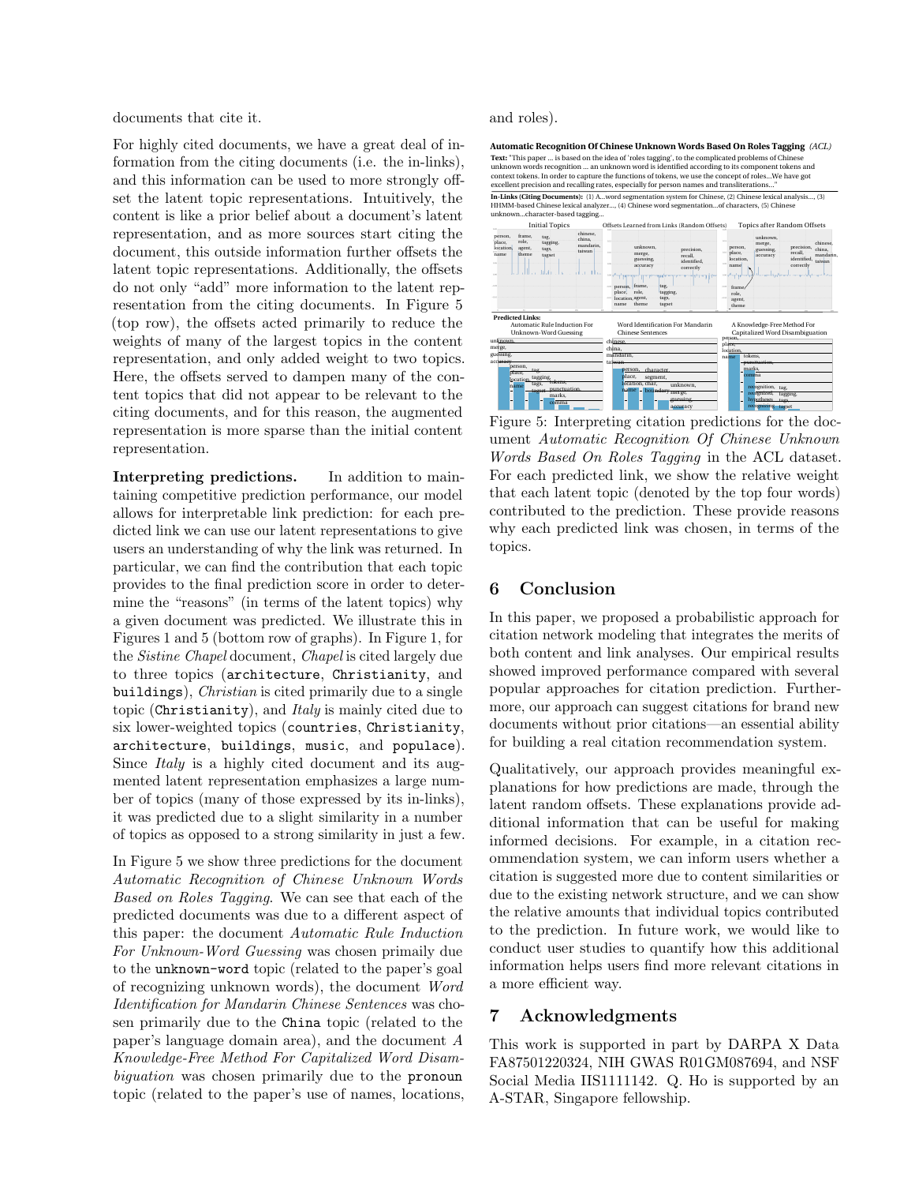documents that cite it.

For highly cited documents, we have a great deal of information from the citing documents (i.e. the in-links), and this information can be used to more strongly offset the latent topic representations. Intuitively, the content is like a prior belief about a document's latent representation, and as more sources start citing the document, this outside information further offsets the latent topic representations. Additionally, the offsets do not only "add" more information to the latent representation from the citing documents. In Figure 5 (top row), the offsets acted primarily to reduce the weights of many of the largest topics in the content representation, and only added weight to two topics. Here, the offsets served to dampen many of the content topics that did not appear to be relevant to the citing documents, and for this reason, the augmented representation is more sparse than the initial content representation.

**Interpreting predictions.** In addition to maintaining competitive prediction performance, our model allows for interpretable link prediction: for each predicted link we can use our latent representations to give users an understanding of why the link was returned. In particular, we can find the contribution that each topic provides to the final prediction score in order to determine the "reasons" (in terms of the latent topics) why a given document was predicted. We illustrate this in Figures 1 and 5 (bottom row of graphs). In Figure 1, for the *Sistine Chapel* document, *Chapel* is cited largely due to three topics (`architecture`, `Christianity`, and `buildings`), *Christian* is cited primarily due to a single topic (`Christianity`), and *Italy* is mainly cited due to six lower-weighted topics (`countries`, `Christianity`, `architecture`, `buildings`, `music`, and `populace`). Since *Italy* is a highly cited document and its augmented latent representation emphasizes a large number of topics (many of those expressed by its in-links), it was predicted due to a slight similarity in a number of topics as opposed to a strong similarity in just a few.

In Figure 5 we show three predictions for the document *Automatic Recognition of Chinese Unknown Words Based on Roles Tagging*. We can see that each of the predicted documents was due to a different aspect of this paper: the document *Automatic Rule Induction For Unknown-Word Guessing* was chosen primaily due to the `unknown-word` topic (related to the paper's goal of recognizing unknown words), the document *Word Identification for Mandarin Chinese Sentences* was chosen primarily due to the `China` topic (related to the paper's language domain area), and the document *A Knowledge-Free Method For Capitalized Word Disambiguation* was chosen primarily due to the `pronoun` topic (related to the paper's use of names, locations, and roles).

Figure 5: Interpreting citation predictions for the document *Automatic Recognition Of Chinese Unknown Words Based On Roles Tagging* in the ACL dataset. For each predicted link, we show the relative weight that each latent topic (denoted by the top four words) contributed to the prediction. These provide reasons why each predicted link was chosen, in terms of the topics.

## 6 Conclusion

In this paper, we proposed a probabilistic approach for citation network modeling that integrates the merits of both content and link analyses. Our empirical results showed improved performance compared with several popular approaches for citation prediction. Furthermore, our approach can suggest citations for brand new documents without prior citations—an essential ability for building a real citation recommendation system.

Qualitatively, our approach provides meaningful explanations for how predictions are made, through the latent random offsets. These explanations provide additional information that can be useful for making informed decisions. For example, in a citation recommendation system, we can inform users whether a citation is suggested more due to content similarities or due to the existing network structure, and we can show the relative amounts that individual topics contributed to the prediction. In future work, we would like to conduct user studies to quantify how this additional information helps users find more relevant citations in a more efficient way.

## 7 Acknowledgments

This work is supported in part by DARPA X Data FA87501220324, NIH GWAS R01GM087694, and NSF Social Media IIS1111142. Q. Ho is supported by an A-STAR, Singapore fellowship.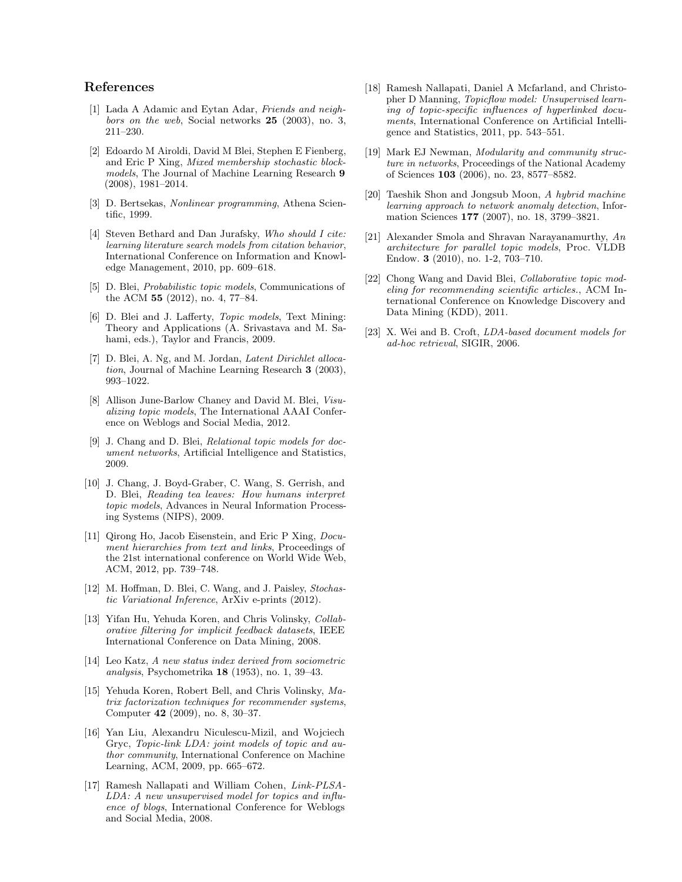## References

[1] Lada A Adamic and Eytan Adar, *Friends and neighbors on the web*, Social networks **25** (2003), no. 3, 211–230.

[2] Edoardo M Airoldi, David M Blei, Stephen E Fienberg, and Eric P Xing, *Mixed membership stochastic blockmodels*, The Journal of Machine Learning Research **9** (2008), 1981–2014.

[3] D. Bertsekas, *Nonlinear programming*, Athena Scientific, 1999.

[4] Steven Bethard and Dan Jurafsky, *Who should I cite: learning literature search models from citation behavior*, International Conference on Information and Knowledge Management, 2010, pp. 609–618.

[5] D. Blei, *Probabilistic topic models*, Communications of the ACM **55** (2012), no. 4, 77–84.

[6] D. Blei and J. Lafferty, *Topic models*, Text Mining: Theory and Applications (A. Srivastava and M. Sahami, eds.), Taylor and Francis, 2009.

[7] D. Blei, A. Ng, and M. Jordan, *Latent Dirichlet allocation*, Journal of Machine Learning Research **3** (2003), 993–1022.

[8] Allison June-Barlow Chaney and David M. Blei, *Visualizing topic models*, The International AAAI Conference on Weblogs and Social Media, 2012.

[9] J. Chang and D. Blei, *Relational topic models for document networks*, Artificial Intelligence and Statistics, 2009.

[10] J. Chang, J. Boyd-Graber, C. Wang, S. Gerrish, and D. Blei, *Reading tea leaves: How humans interpret topic models*, Advances in Neural Information Processing Systems (NIPS), 2009.

[11] Qirong Ho, Jacob Eisenstein, and Eric P Xing, *Document hierarchies from text and links*, Proceedings of the 21st international conference on World Wide Web, ACM, 2012, pp. 739–748.

[12] M. Hoffman, D. Blei, C. Wang, and J. Paisley, *Stochastic Variational Inference*, ArXiv e-prints (2012).

[13] Yifan Hu, Yehuda Koren, and Chris Volinsky, *Collaborative filtering for implicit feedback datasets*, IEEE International Conference on Data Mining, 2008.

[14] Leo Katz, *A new status index derived from sociometric analysis*, Psychometrika **18** (1953), no. 1, 39–43.

[15] Yehuda Koren, Robert Bell, and Chris Volinsky, *Matrix factorization techniques for recommender systems*, Computer **42** (2009), no. 8, 30–37.

[16] Yan Liu, Alexandru Niculescu-Mizil, and Wojciech Gryc, *Topic-link LDA: joint models of topic and author community*, International Conference on Machine Learning, ACM, 2009, pp. 665–672.

[17] Ramesh Nallapati and William Cohen, *Link-PLSA-LDA: A new unsupervised model for topics and influence of blogs*, International Conference for Weblogs and Social Media, 2008.

[18] Ramesh Nallapati, Daniel A Mcfarland, and Christopher D Manning, *Topicflow model: Unsupervised learning of topic-specific influences of hyperlinked documents*, International Conference on Artificial Intelligence and Statistics, 2011, pp. 543–551.

[19] Mark EJ Newman, *Modularity and community structure in networks*, Proceedings of the National Academy of Sciences **103** (2006), no. 23, 8577–8582.

[20] Taeshik Shon and Jongsub Moon, *A hybrid machine learning approach to network anomaly detection*, Information Sciences **177** (2007), no. 18, 3799–3821.

[21] Alexander Smola and Shravan Narayanamurthy, *An architecture for parallel topic models*, Proc. VLDB Endow. **3** (2010), no. 1-2, 703–710.

[22] Chong Wang and David Blei, *Collaborative topic modeling for recommending scientific articles.*, ACM International Conference on Knowledge Discovery and Data Mining (KDD), 2011.

[23] X. Wei and B. Croft, *LDA-based document models for ad-hoc retrieval*, SIGIR, 2006.